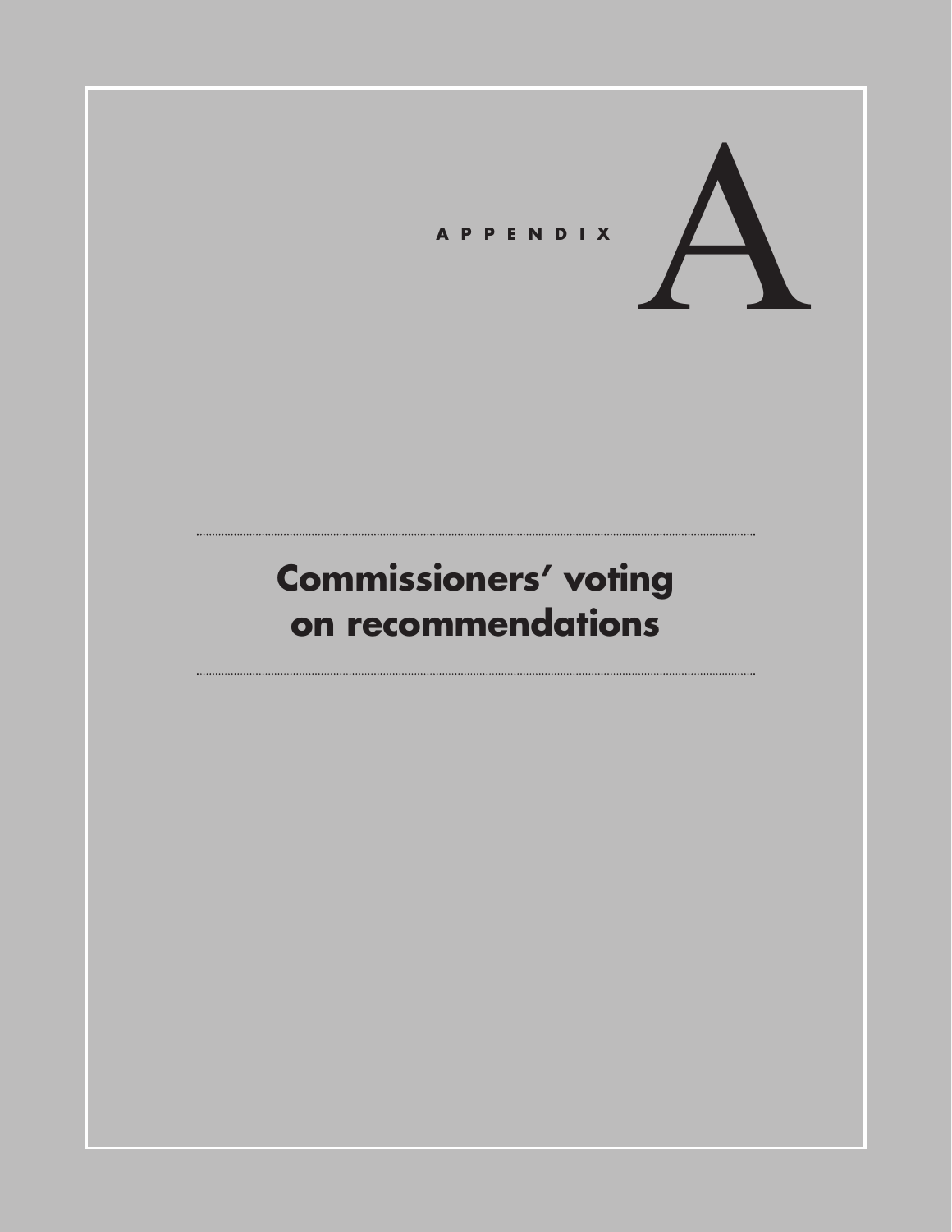# APPENDIX A

## Commissioners' voting on recommendations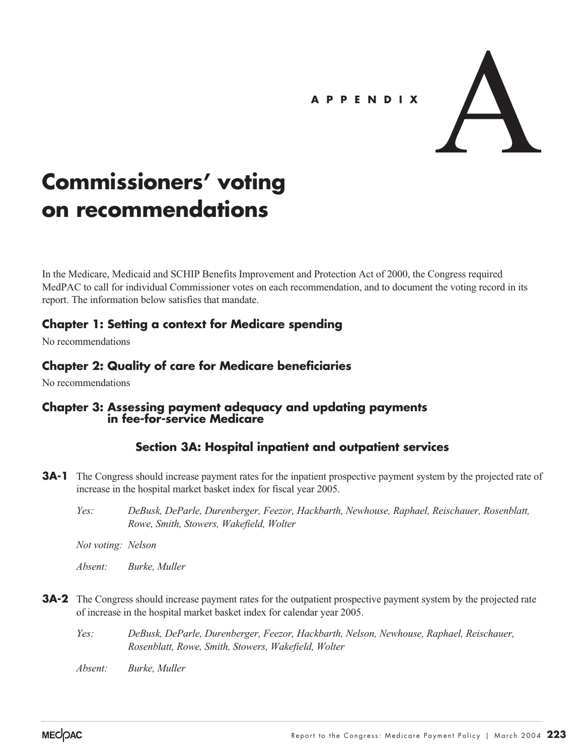# APPENDIX A

# Commissioners' voting on recommendations

In the Medicare, Medicaid and SCHIP Benefits Improvement and Protection Act of 2000, the Congress required MedPAC to call for individual Commissioner votes on each recommendation, and to document the voting record in its report. The information below satisfies that mandate.

## Chapter 1: Setting a context for Medicare spending

No recommendations

## Chapter 2: Quality of care for Medicare beneficiaries

No recommendations

## Chapter 3: Assessing payment adequacy and updating payments in fee-for-service Medicare

### Section 3A: Hospital inpatient and outpatient services

**3A-1** The Congress should increase payment rates for the inpatient prospective payment system by the projected rate of increase in the hospital market basket index for fiscal year 2005.

*Yes:* *DeBusk, DeParle, Durenberger, Feezor, Hackbarth, Newhouse, Raphael, Reischauer, Rosenblatt, Rowe, Smith, Stowers, Wakefield, Wolter*

*Not voting:* *Nelson*

*Absent:* *Burke, Muller*

**3A-2** The Congress should increase payment rates for the outpatient prospective payment system by the projected rate of increase in the hospital market basket index for calendar year 2005.

*Yes:* *DeBusk, DeParle, Durenberger, Feezor, Hackbarth, Nelson, Newhouse, Raphael, Reischauer, Rosenblatt, Rowe, Smith, Stowers, Wakefield, Wolter*

*Absent:* *Burke, Muller*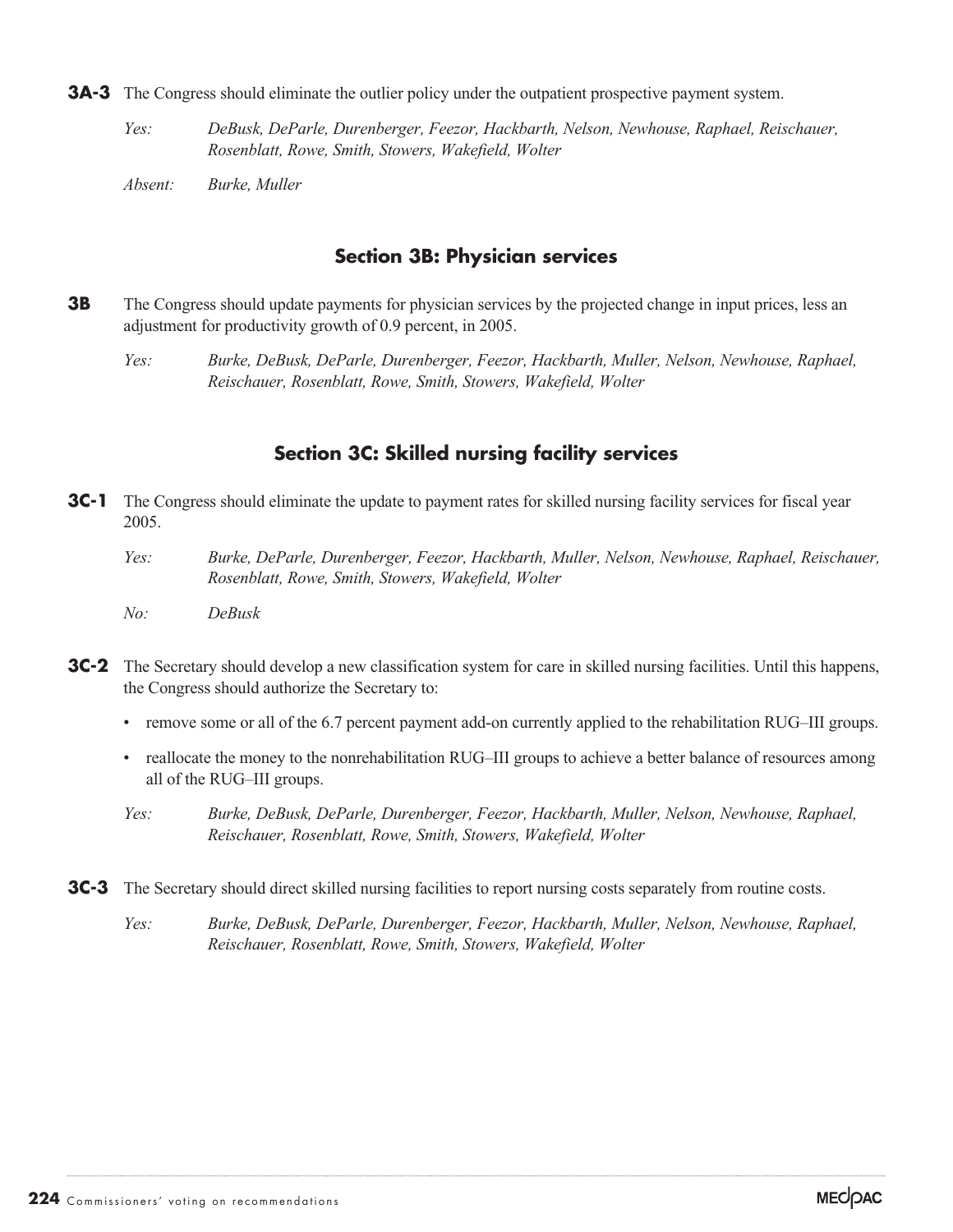**3A-3** The Congress should eliminate the outlier policy under the outpatient prospective payment system.

*Yes:* *DeBusk, DeParle, Durenberger, Feezor, Hackbarth, Nelson, Newhouse, Raphael, Reischauer, Rosenblatt, Rowe, Smith, Stowers, Wakefield, Wolter*

*Absent:* *Burke, Muller*

## Section 3B: Physician services

**3B** The Congress should update payments for physician services by the projected change in input prices, less an adjustment for productivity growth of 0.9 percent, in 2005.

*Yes:* *Burke, DeBusk, DeParle, Durenberger, Feezor, Hackbarth, Muller, Nelson, Newhouse, Raphael, Reischauer, Rosenblatt, Rowe, Smith, Stowers, Wakefield, Wolter*

## Section 3C: Skilled nursing facility services

**3C-1** The Congress should eliminate the update to payment rates for skilled nursing facility services for fiscal year 2005.

*Yes:* *Burke, DeParle, Durenberger, Feezor, Hackbarth, Muller, Nelson, Newhouse, Raphael, Reischauer, Rosenblatt, Rowe, Smith, Stowers, Wakefield, Wolter*

*No:* *DeBusk*

**3C-2** The Secretary should develop a new classification system for care in skilled nursing facilities. Until this happens, the Congress should authorize the Secretary to:

- remove some or all of the 6.7 percent payment add-on currently applied to the rehabilitation RUG–III groups.
- reallocate the money to the nonrehabilitation RUG–III groups to achieve a better balance of resources among all of the RUG–III groups.

*Yes:* *Burke, DeBusk, DeParle, Durenberger, Feezor, Hackbarth, Muller, Nelson, Newhouse, Raphael, Reischauer, Rosenblatt, Rowe, Smith, Stowers, Wakefield, Wolter*

**3C-3** The Secretary should direct skilled nursing facilities to report nursing costs separately from routine costs.

*Yes:* *Burke, DeBusk, DeParle, Durenberger, Feezor, Hackbarth, Muller, Nelson, Newhouse, Raphael, Reischauer, Rosenblatt, Rowe, Smith, Stowers, Wakefield, Wolter*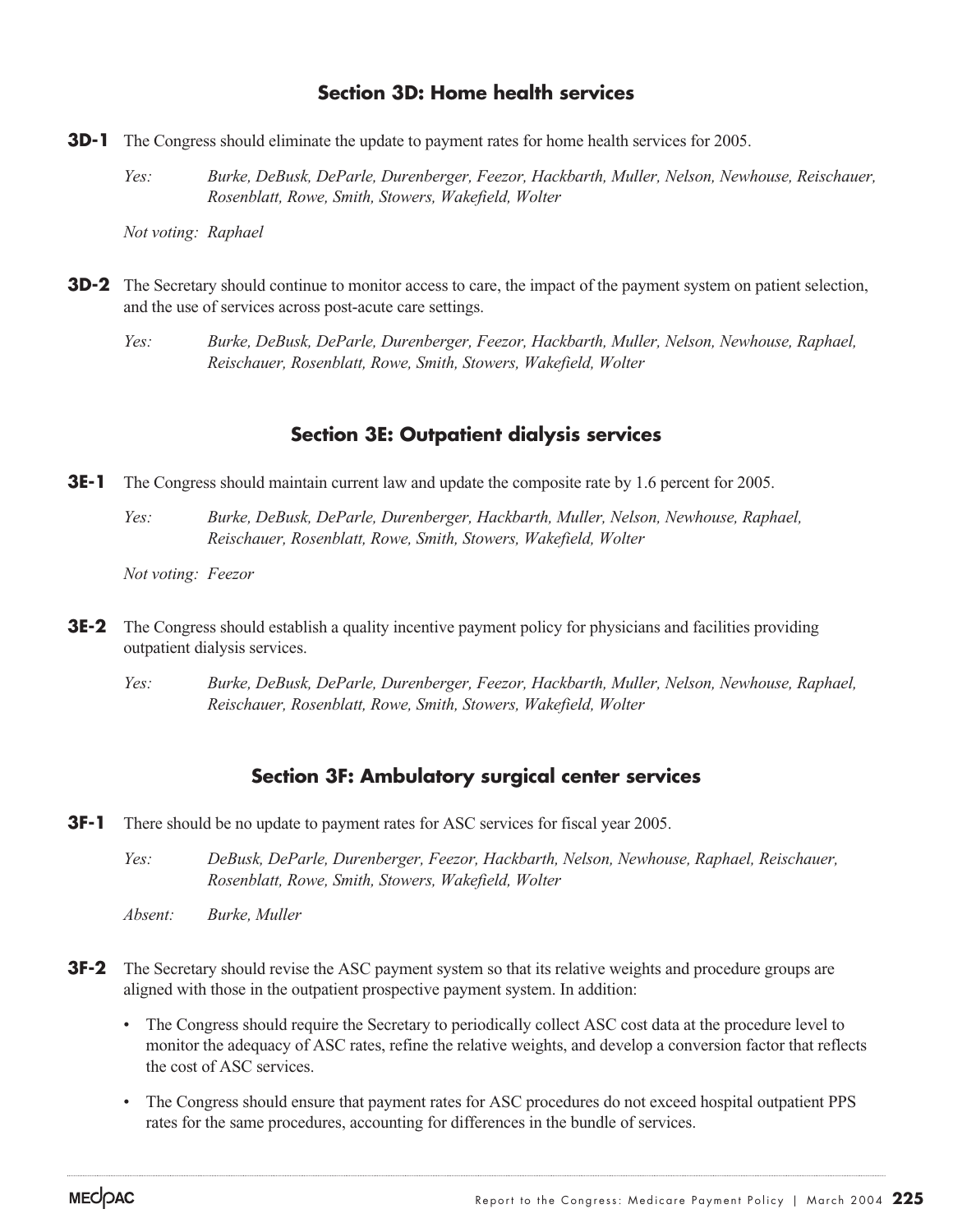## Section 3D: Home health services

**3D-1** The Congress should eliminate the update to payment rates for home health services for 2005.

*Yes:* *Burke, DeBusk, DeParle, Durenberger, Feezor, Hackbarth, Muller, Nelson, Newhouse, Reischauer, Rosenblatt, Rowe, Smith, Stowers, Wakefield, Wolter*

*Not voting:* *Raphael*

**3D-2** The Secretary should continue to monitor access to care, the impact of the payment system on patient selection, and the use of services across post-acute care settings.

*Yes:* *Burke, DeBusk, DeParle, Durenberger, Feezor, Hackbarth, Muller, Nelson, Newhouse, Raphael, Reischauer, Rosenblatt, Rowe, Smith, Stowers, Wakefield, Wolter*

## Section 3E: Outpatient dialysis services

**3E-1** The Congress should maintain current law and update the composite rate by 1.6 percent for 2005.

*Yes:* *Burke, DeBusk, DeParle, Durenberger, Hackbarth, Muller, Nelson, Newhouse, Raphael, Reischauer, Rosenblatt, Rowe, Smith, Stowers, Wakefield, Wolter*

*Not voting:* *Feezor*

**3E-2** The Congress should establish a quality incentive payment policy for physicians and facilities providing outpatient dialysis services.

*Yes:* *Burke, DeBusk, DeParle, Durenberger, Feezor, Hackbarth, Muller, Nelson, Newhouse, Raphael, Reischauer, Rosenblatt, Rowe, Smith, Stowers, Wakefield, Wolter*

## Section 3F: Ambulatory surgical center services

**3F-1** There should be no update to payment rates for ASC services for fiscal year 2005.

*Yes:* *DeBusk, DeParle, Durenberger, Feezor, Hackbarth, Nelson, Newhouse, Raphael, Reischauer, Rosenblatt, Rowe, Smith, Stowers, Wakefield, Wolter*

*Absent:* *Burke, Muller*

**3F-2** The Secretary should revise the ASC payment system so that its relative weights and procedure groups are aligned with those in the outpatient prospective payment system. In addition:

- The Congress should require the Secretary to periodically collect ASC cost data at the procedure level to monitor the adequacy of ASC rates, refine the relative weights, and develop a conversion factor that reflects the cost of ASC services.
- The Congress should ensure that payment rates for ASC procedures do not exceed hospital outpatient PPS rates for the same procedures, accounting for differences in the bundle of services.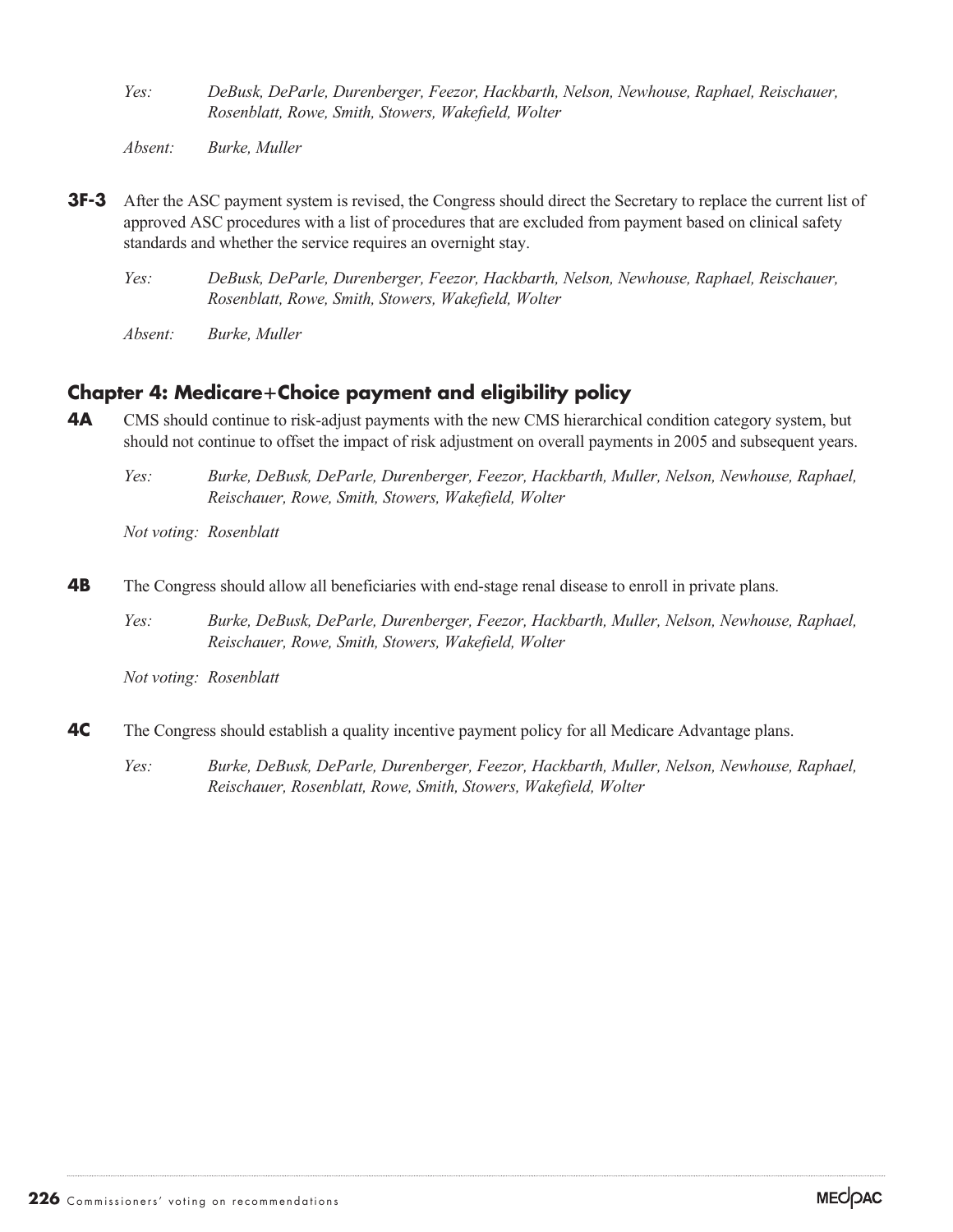*Yes:* *DeBusk, DeParle, Durenberger, Feezor, Hackbarth, Nelson, Newhouse, Raphael, Reischauer, Rosenblatt, Rowe, Smith, Stowers, Wakefield, Wolter*

*Absent:* *Burke, Muller*

**3F-3** After the ASC payment system is revised, the Congress should direct the Secretary to replace the current list of approved ASC procedures with a list of procedures that are excluded from payment based on clinical safety standards and whether the service requires an overnight stay.

*Yes:* *DeBusk, DeParle, Durenberger, Feezor, Hackbarth, Nelson, Newhouse, Raphael, Reischauer, Rosenblatt, Rowe, Smith, Stowers, Wakefield, Wolter*

*Absent:* *Burke, Muller*

## Chapter 4: Medicare+Choice payment and eligibility policy

**4A** CMS should continue to risk-adjust payments with the new CMS hierarchical condition category system, but should not continue to offset the impact of risk adjustment on overall payments in 2005 and subsequent years.

*Yes:* *Burke, DeBusk, DeParle, Durenberger, Feezor, Hackbarth, Muller, Nelson, Newhouse, Raphael, Reischauer, Rowe, Smith, Stowers, Wakefield, Wolter*

*Not voting:* *Rosenblatt*

**4B** The Congress should allow all beneficiaries with end-stage renal disease to enroll in private plans.

*Yes:* *Burke, DeBusk, DeParle, Durenberger, Feezor, Hackbarth, Muller, Nelson, Newhouse, Raphael, Reischauer, Rowe, Smith, Stowers, Wakefield, Wolter*

*Not voting:* *Rosenblatt*

**4C** The Congress should establish a quality incentive payment policy for all Medicare Advantage plans.

*Yes:* *Burke, DeBusk, DeParle, Durenberger, Feezor, Hackbarth, Muller, Nelson, Newhouse, Raphael, Reischauer, Rosenblatt, Rowe, Smith, Stowers, Wakefield, Wolter*